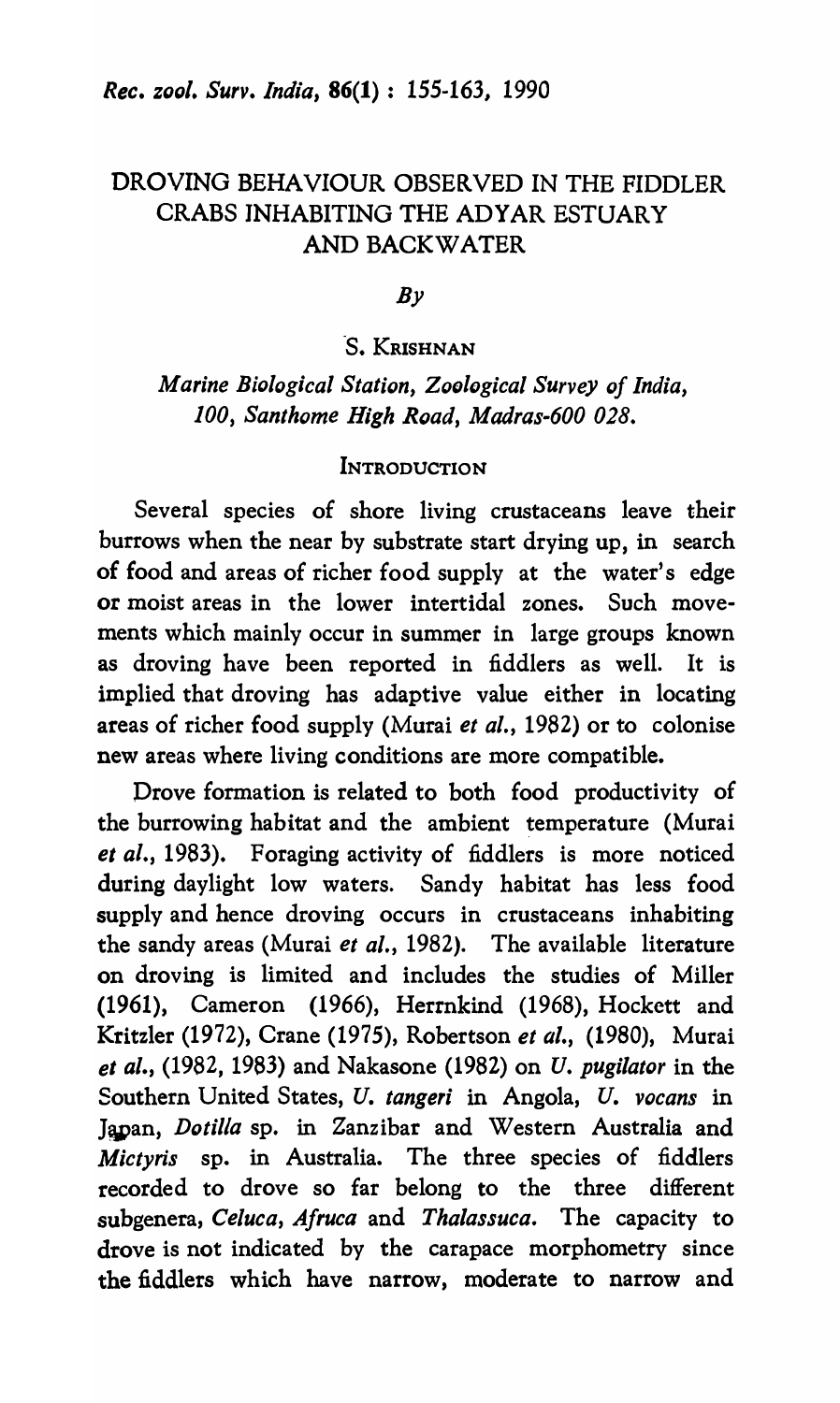# DROVING BEHAVIOUR OBSERVED IN THE FIDDLER CRABS INHABITING THE ADYAR ESTUARY AND BACKWATER

*By*

S. KRISHNAN

*Marine Biological Station, Zoological Survey of India, 100, Santhome High Road, Madras-600 028.*

## INTRODUCTION

Several species of shore living crustaceans leave their burrows when the near by substrate start drying up, in search of food and areas of richer food supply at the water's edge or moist areas in the lower intertidal zones. Such movements which mainly occur in summer in large groups known as droving have been reported in fiddlers as well. It is implied that droving has adaptive value either in locating areas of richer food supply (Murai *et al.*, 1982) or to colonise new areas where living conditions are more compatible.

Drove formation is related to both food productivity of the burrowing habitat and the ambient temperature (Murai *et al.*, 1983). Foraging activity of fiddlers is more noticed during daylight low waters. Sandy habitat has less food supply and hence droving occurs in crustaceans inhabiting the sandy areas (Murai *et al.*, 1982). The available literature on droving is limited and includes the studies of Miller (1961), Cameron (1966), Herrnkind (1968), Hockett and Kritzler (1972), Crane (1975), Robertson *et al.*, (1980), Murai *et al.*, (1982, 1983) and Nakasone (1982) on *U. pugilator* in the Southern United States, *U. tangeri* in Angola, *U. vocans* in Japan, *Dotilla* sp. in Zanzibar and Western Australia and *Mictyris* sp. in Australia. The three species of fiddlers recorded to drove so far belong to the three different subgenera, *Celuca*, *Afruca* and *Thalassuca*. The capacity to drove is not indicated by the carapace morphometry since the fiddlers which have narrow, moderate to narrow and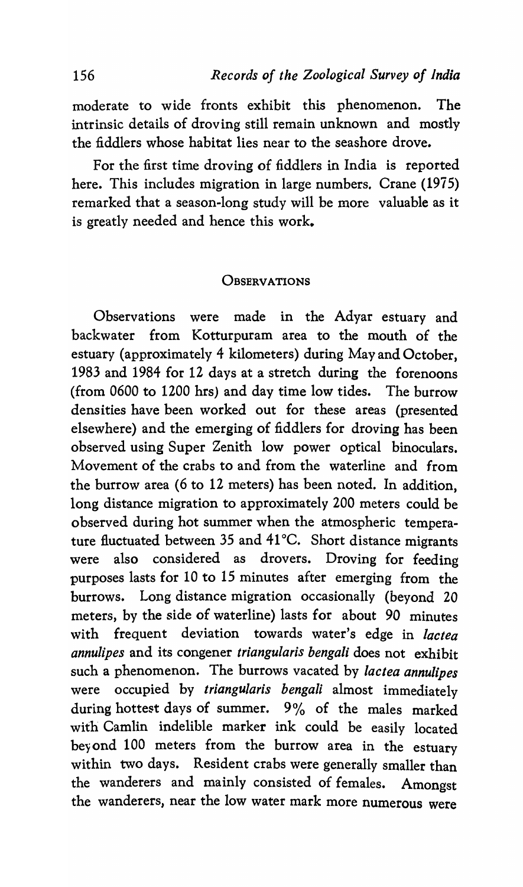moderate to wide fronts exhibit this phenomenon. The intrinsic details of droving still remain unknown and mostly the fiddlers whose habitat lies near to the seashore drove.

For the first time droving of fiddlers in India is reported here. This includes migration in large numbers. Crane (1975) remarked that a season-long study will be more valuable as it is greatly needed and hence this work.

## OBSERVATIONS

Observations were made in the Adyar estuary and backwater from Kotturpuram area to the mouth of the estuary (approximately 4 kilometers) during May and October, 1983 and 1984 for 12 days at a stretch during the forenoons (from 0600 to 1200 hrs) and day time low tides. The burrow densities have been worked out for these areas (presented elsewhere) and the emerging of fiddlers for droving has been observed using Super Zenith low power optical binoculars. Movement of the crabs to and from the waterline and from the burrow area (6 to 12 meters) has been noted. In addition, long distance migration to approximately 200 meters could be observed during hot summer when the atmospheric temperature fluctuated between 35 and 41°C. Short distance migrants were also considered as drovers. Droving for feeding purposes lasts for 10 to 15 minutes after emerging from the burrows. Long distance migration occasionally (beyond 20 meters, by the side of waterline) lasts for about 90 minutes with frequent deviation towards water's edge in *lactea annulipes* and its congener *triangularis bengali* does not exhibit such a phenomenon. The burrows vacated by *lactea annulipes* were occupied by *triangularis bengali* almost immediately during hottest days of summer. 9% of the males marked with Camlin indelible marker ink could be easily located beyond 100 meters from the burrow area in the estuary within two days. Resident crabs were generally smaller than the wanderers and mainly consisted of females. Amongst the wanderers, near the low water mark more numerous were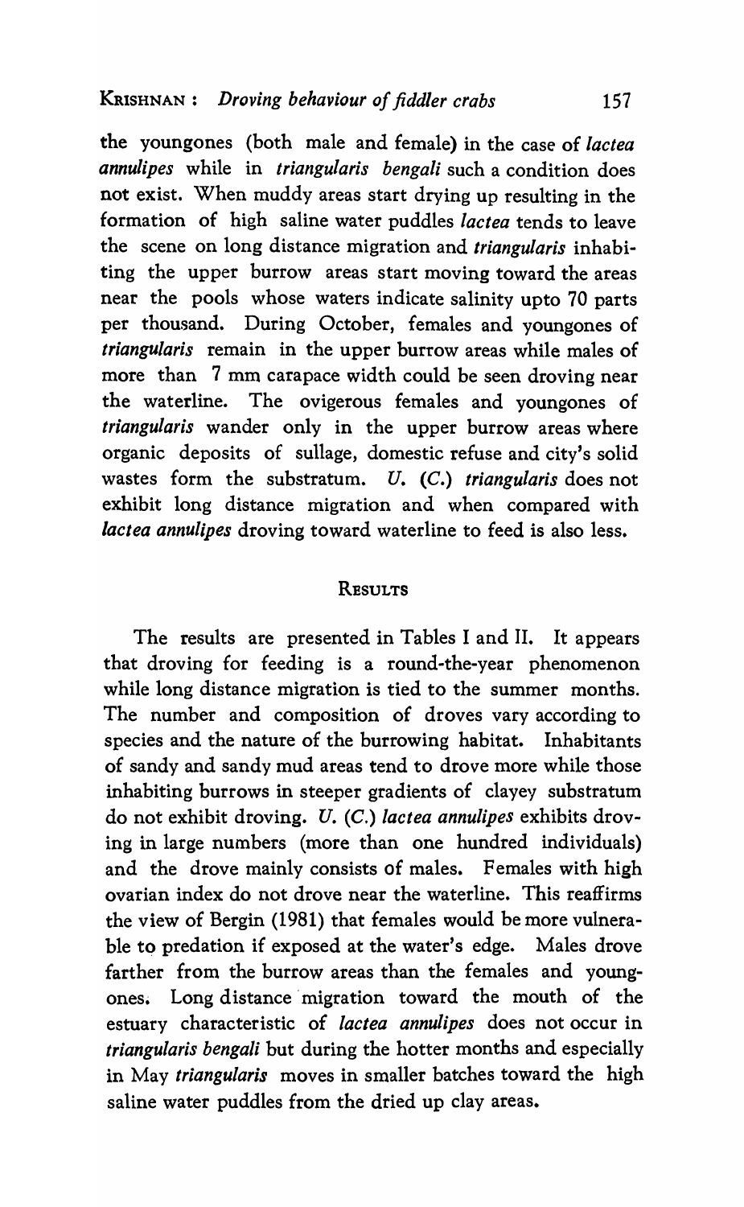the youngones (both male and female) in the case of *lactea annulipes* while in *triangularis bengali* such a condition does not exist. When muddy areas start drying up resulting in the formation of high saline water puddles *lactea* tends to leave the scene on long distance migration and *triangularis* inhabiting the upper burrow areas start moving toward the areas near the pools whose waters indicate salinity upto 70 parts per thousand. During October, females and youngones of *triangularis* remain in the upper burrow areas while males of more than 7 mm carapace width could be seen droving near the waterline. The ovigerous females and youngones of *triangularis* wander only in the upper burrow areas where organic deposits of sullage, domestic refuse and city's solid wastes form the substratum. *U.* (*C.*) *triangularis* does not exhibit long distance migration and when compared with *lactea annulipes* droving toward waterline to feed is also less.

## RESULTS

The results are presented in Tables I and II. It appears that droving for feeding is a round-the-year phenomenon while long distance migration is tied to the summer months. The number and composition of droves vary according to species and the nature of the burrowing habitat. Inhabitants of sandy and sandy mud areas tend to drove more while those inhabiting burrows in steeper gradients of clayey substratum do not exhibit droving. *U.* (*C.*) *lactea annulipes* exhibits droving in large numbers (more than one hundred individuals) and the drove mainly consists of males. Females with high ovarian index do not drove near the waterline. This reaffirms the view of Bergin (1981) that females would be more vulnerable to predation if exposed at the water's edge. Males drove farther from the burrow areas than the females and youngones. Long distance migration toward the mouth of the estuary characteristic of *lactea annulipes* does not occur in *triangularis bengali* but during the hotter months and especially in May *triangularis* moves in smaller batches toward the high saline water puddles from the dried up clay areas.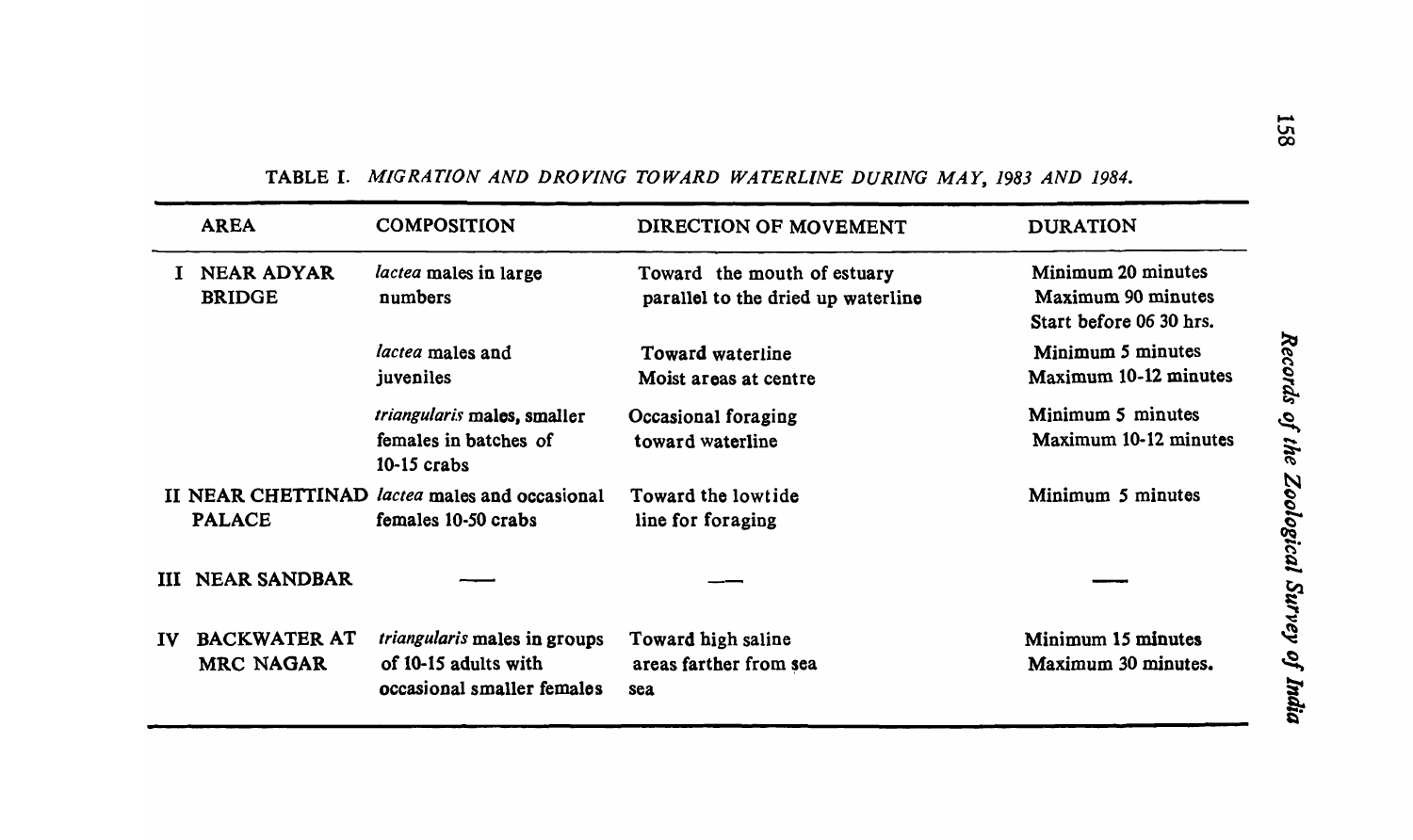TABLE I. *MIGRATION AND DROVING TOWARD WATERLINE DURING MAY, 1983 AND 1984.*

| AREA | COMPOSITION | DIRECTION OF MOVEMENT | DURATION |
|---|---|---|---|
| I NEAR ADYAR BRIDGE | *lactea* males in large numbers | Toward the mouth of estuary parallel to the dried up waterline | Minimum 20 minutes Maximum 90 minutes Start before 06 30 hrs. |
| | *lactea* males and juveniles | Toward waterline Moist areas at centre | Minimum 5 minutes Maximum 10-12 minutes |
| | *triangularis* males, smaller females in batches of 10-15 crabs | Occasional foraging toward waterline | Minimum 5 minutes Maximum 10-12 minutes |
| II NEAR CHETTINAD PALACE | *lactea* males and occasional females 10-50 crabs | Toward the lowtide line for foraging | Minimum 5 minutes |
| III NEAR SANDBAR | — | — | — |
| IV BACKWATER AT MRC NAGAR | *triangularis* males in groups of 10-15 adults with occasional smaller females | Toward high saline areas farther from sea sea | Minimum 15 minutes Maximum 30 minutes. |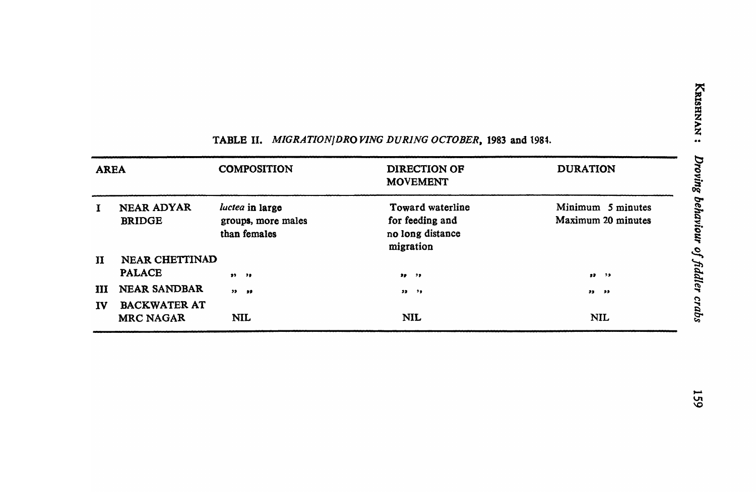TABLE II. *MIGRATION/DROVING DURING OCTOBER*, 1983 and 1984.

| AREA | | COMPOSITION | DIRECTION OF MOVEMENT | DURATION |
|---|---|---|---|---|
| I | NEAR ADYAR BRIDGE | *luctea* in large groups, more males than females | Toward waterline for feeding and no long distance migration | Minimum 5 minutes Maximum 20 minutes |
| II | NEAR CHETTINAD PALACE | ,, ,, | ,, ,, | ,, ,, |
| III | NEAR SANDBAR | ,, ,, | ,, ,, | ,, ,, |
| IV | BACKWATER AT MRC NAGAR | NIL | NIL | NIL |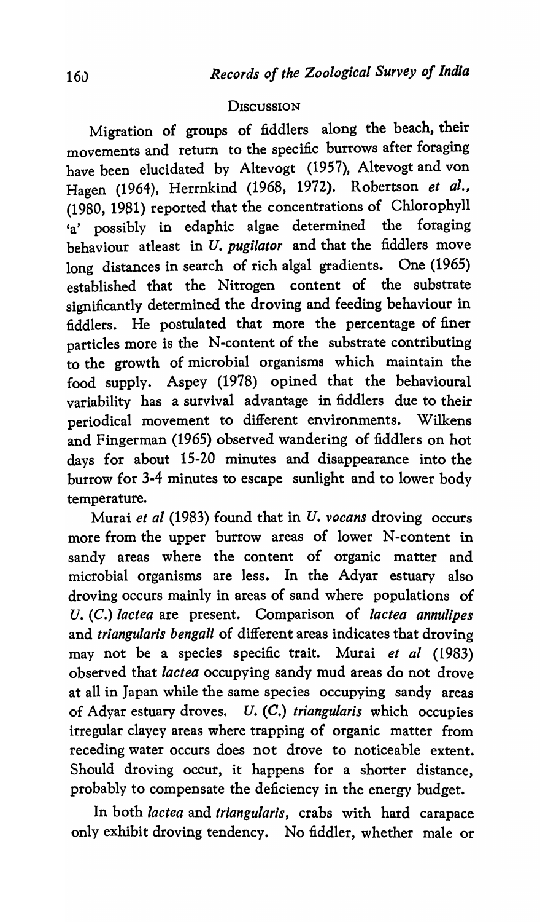## Discussion

Migration of groups of fiddlers along the beach, their movements and return to the specific burrows after foraging have been elucidated by Altevogt (1957), Altevogt and von Hagen (1964), Herrnkind (1968, 1972). Robertson *et al.*, (1980, 1981) reported that the concentrations of Chlorophyll 'a' possibly in edaphic algae determined the foraging behaviour atleast in *U. pugilator* and that the fiddlers move long distances in search of rich algal gradients. One (1965) established that the Nitrogen content of the substrate significantly determined the droving and feeding behaviour in fiddlers. He postulated that more the percentage of finer particles more is the N-content of the substrate contributing to the growth of microbial organisms which maintain the food supply. Aspey (1978) opined that the behavioural variability has a survival advantage in fiddlers due to their periodical movement to different environments. Wilkens and Fingerman (1965) observed wandering of fiddlers on hot days for about 15-20 minutes and disappearance into the burrow for 3-4 minutes to escape sunlight and to lower body temperature.

Murai *et al* (1983) found that in *U. vocans* droving occurs more from the upper burrow areas of lower N-content in sandy areas where the content of organic matter and microbial organisms are less. In the Adyar estuary also droving occurs mainly in areas of sand where populations of *U. (C.) lactea* are present. Comparison of *lactea annulipes* and *triangularis bengali* of different areas indicates that droving may not be a species specific trait. Murai *et al* (1983) observed that *lactea* occupying sandy mud areas do not drove at all in Japan while the same species occupying sandy areas of Adyar estuary droves. *U. (C.) triangularis* which occupies irregular clayey areas where trapping of organic matter from receding water occurs does not drove to noticeable extent. Should droving occur, it happens for a shorter distance, probably to compensate the deficiency in the energy budget.

In both *lactea* and *triangularis*, crabs with hard carapace only exhibit droving tendency. No fiddler, whether male or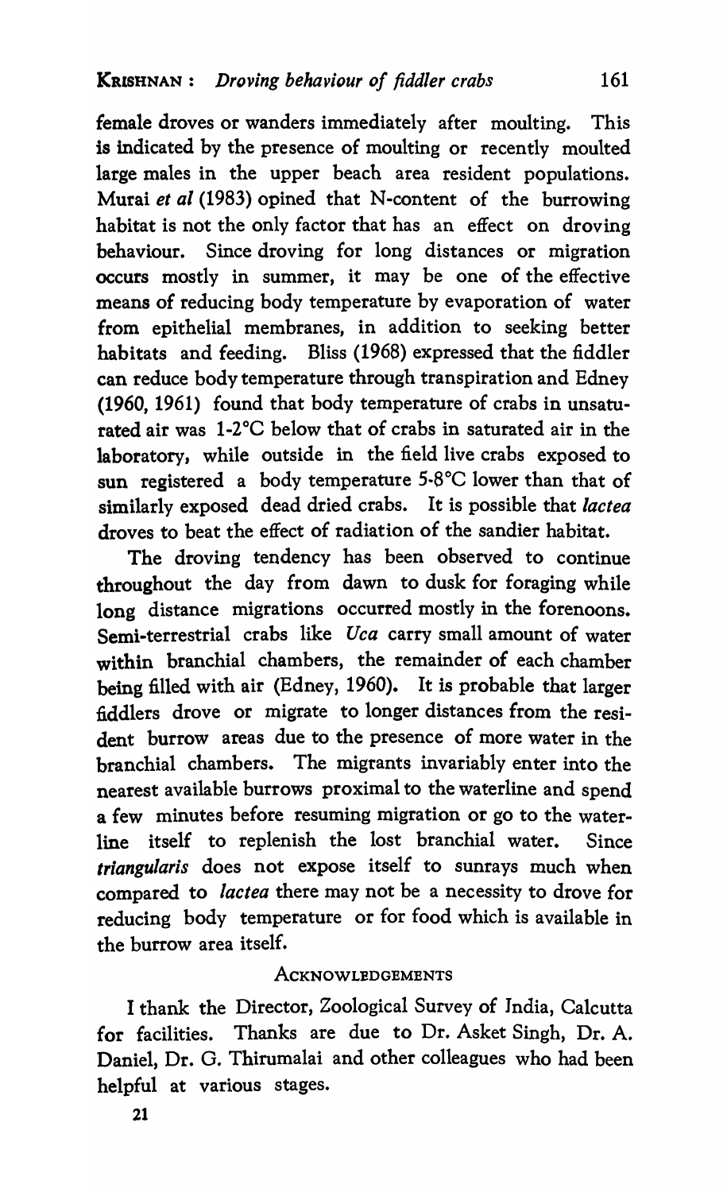female droves or wanders immediately after moulting. This is indicated by the presence of moulting or recently moulted large males in the upper beach area resident populations. Murai *et al* (1983) opined that N-content of the burrowing habitat is not the only factor that has an effect on droving behaviour. Since droving for long distances or migration occurs mostly in summer, it may be one of the effective means of reducing body temperature by evaporation of water from epithelial membranes, in addition to seeking better habitats and feeding. Bliss (1968) expressed that the fiddler can reduce body temperature through transpiration and Edney (1960, 1961) found that body temperature of crabs in unsaturated air was 1-2°C below that of crabs in saturated air in the laboratory, while outside in the field live crabs exposed to sun registered a body temperature 5·8°C lower than that of similarly exposed dead dried crabs. It is possible that *lactea* droves to beat the effect of radiation of the sandier habitat.

The droving tendency has been observed to continue throughout the day from dawn to dusk for foraging while long distance migrations occurred mostly in the forenoons. Semi-terrestrial crabs like *Uca* carry small amount of water within branchial chambers, the remainder of each chamber being filled with air (Edney, 1960). It is probable that larger fiddlers drove or migrate to longer distances from the resident burrow areas due to the presence of more water in the branchial chambers. The migrants invariably enter into the nearest available burrows proximal to the waterline and spend a few minutes before resuming migration or go to the waterline itself to replenish the lost branchial water. Since *triangularis* does not expose itself to sunrays much when compared to *lactea* there may not be a necessity to drove for reducing body temperature or for food which is available in the burrow area itself.

## Acknowledgements

I thank the Director, Zoological Survey of India, Calcutta for facilities. Thanks are due to Dr. Asket Singh, Dr. A. Daniel, Dr. G. Thirumalai and other colleagues who had been helpful at various stages.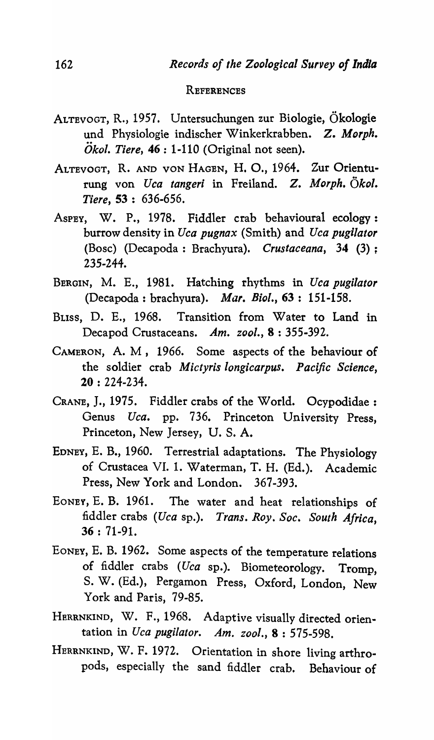## REFERENCES

ALTEVOGT, R., 1957. Untersuchungen zur Biologie, Ökologie und Physiologie indischer Winkerkrabben. *Z. Morph. Ökol. Tiere*, **46** : 1-110 (Original not seen).

ALTEVOGT, R. AND VON HAGEN, H. O., 1964. Zur Orienturung von *Uca tangeri* in Freiland. *Z. Morph. Ökol. Tiere*, **53** : 636-656.

ASPEY, W. P., 1978. Fiddler crab behavioural ecology : burrow density in *Uca pugnax* (Smith) and *Uca pugilator* (Bosc) (Decapoda : Brachyura). *Crustaceana*, **34** (3) ; 235-244.

BERGIN, M. E., 1981. Hatching rhythms in *Uca pugilator* (Decapoda : brachyura). *Mar. Biol.*, **63** : 151-158.

BLISS, D. E., 1968. Transition from Water to Land in Decapod Crustaceans. *Am. zool.*, **8** : 355-392.

CAMERON, A. M , 1966. Some aspects of the behaviour of the soldier crab *Mictyris longicarpus*. *Pacific Science*, **20** : 224-234.

CRANE, J., 1975. Fiddler crabs of the World. Ocypodidae : Genus *Uca*. pp. 736. Princeton University Press, Princeton, New Jersey, U. S. A.

EDNEY, E. B., 1960. Terrestrial adaptations. The Physiology of Crustacea VI. 1. Waterman, T. H. (Ed.). Academic Press, New York and London. 367-393.

EONEY, E. B. 1961. The water and heat relationships of fiddler crabs (*Uca* sp.). *Trans. Roy. Soc. South Africa*, **36** : 71-91.

EONEY, E. B. 1962. Some aspects of the temperature relations of fiddler crabs (*Uca* sp.). Biometeorology. Tromp, S. W. (Ed.), Pergamon Press, Oxford, London, New York and Paris, 79-85.

HERRNKIND, W. F., 1968. Adaptive visually directed orientation in *Uca pugilator*. *Am. zool.*, **8** : 575-598.

HERRNKIND, W. F. 1972. Orientation in shore living arthropods, especially the sand fiddler crab. Behaviour of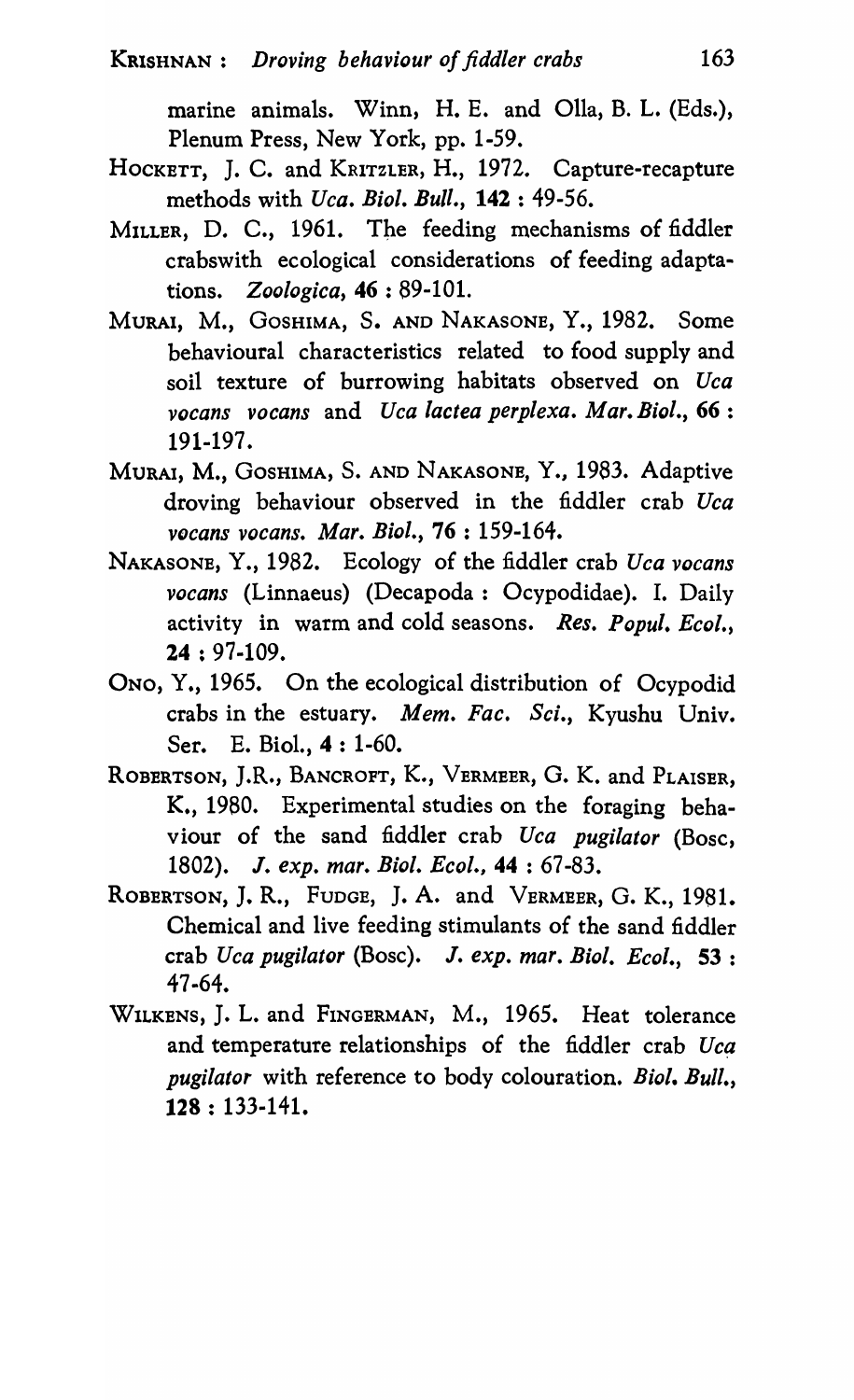marine animals. Winn, H. E. and Olla, B. L. (Eds.), Plenum Press, New York, pp. 1-59.

HOCKETT, J. C. and KRITZLER, H., 1972. Capture-recapture methods with *Uca*. *Biol. Bull.*, **142** : 49-56.

MILLER, D. C., 1961. The feeding mechanisms of fiddler crabswith ecological considerations of feeding adaptations. *Zoologica*, **46** : 89-101.

MURAI, M., GOSHIMA, S. AND NAKASONE, Y., 1982. Some behavioural characteristics related to food supply and soil texture of burrowing habitats observed on *Uca vocans vocans* and *Uca lactea perplexa*. *Mar. Biol.*, **66** : 191-197.

MURAI, M., GOSHIMA, S. AND NAKASONE, Y., 1983. Adaptive droving behaviour observed in the fiddler crab *Uca vocans vocans*. *Mar. Biol.*, **76** : 159-164.

NAKASONE, Y., 1982. Ecology of the fiddler crab *Uca vocans vocans* (Linnaeus) (Decapoda : Ocypodidae). I. Daily activity in warm and cold seasons. *Res. Popul. Ecol.*, **24** : 97-109.

ONO, Y., 1965. On the ecological distribution of Ocypodid crabs in the estuary. *Mem. Fac. Sci.*, Kyushu Univ. Ser. E. Biol., **4** : 1-60.

ROBERTSON, J.R., BANCROFT, K., VERMEER, G. K. and PLAISER, K., 1980. Experimental studies on the foraging behaviour of the sand fiddler crab *Uca pugilator* (Bosc, 1802). *J. exp. mar. Biol. Ecol.*, **44** : 67-83.

ROBERTSON, J. R., FUDGE, J. A. and VERMEER, G. K., 1981. Chemical and live feeding stimulants of the sand fiddler crab *Uca pugilator* (Bosc). *J. exp. mar. Biol. Ecol.*, **53** : 47-64.

WILKENS, J. L. and FINGERMAN, M., 1965. Heat tolerance and temperature relationships of the fiddler crab *Uca pugilator* with reference to body colouration. *Biol. Bull.*, **128** : 133-141.